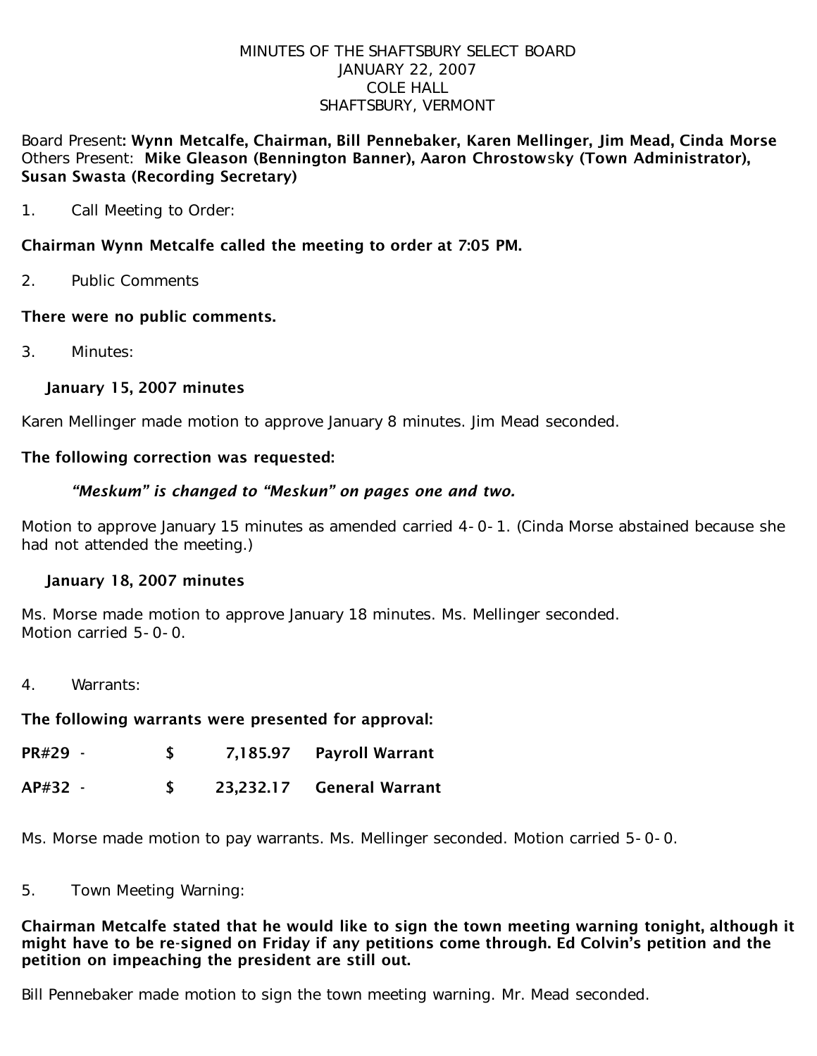MINUTES OF THE SHAFTSBURY SELECT BOARD
JANUARY 22, 2007
COLE HALL
SHAFTSBURY, VERMONT

Board Present: **Wynn Metcalfe, Chairman, Bill Pennebaker, Karen Mellinger, Jim Mead, Cinda Morse**
Others Present: **Mike Gleason (Bennington Banner), Aaron Chrostowsky (Town Administrator), Susan Swasta (Recording Secretary)**

1. Call Meeting to Order:

**Chairman Wynn Metcalfe called the meeting to order at 7:05 PM.**

2. Public Comments

**There were no public comments.**

3. Minutes:

**January 15, 2007 minutes**

Karen Mellinger made motion to approve January 8 minutes. Jim Mead seconded.

**The following correction was requested:**

***"Meskum" is changed to "Meskun" on pages one and two.***

Motion to approve January 15 minutes as amended carried 4-0-1. (Cinda Morse abstained because she had not attended the meeting.)

**January 18, 2007 minutes**

Ms. Morse made motion to approve January 18 minutes. Ms. Mellinger seconded.
Motion carried 5-0-0.

4. Warrants:

**The following warrants were presented for approval:**

| | | | |
|---|---|---|---|
| **PR#29 -** | **$** | **7,185.97** | **Payroll Warrant** |
| **AP#32 -** | **$** | **23,232.17** | **General Warrant** |

Ms. Morse made motion to pay warrants. Ms. Mellinger seconded. Motion carried 5-0-0.

5. Town Meeting Warning:

**Chairman Metcalfe stated that he would like to sign the town meeting warning tonight, although it might have to be re-signed on Friday if any petitions come through. Ed Colvin's petition and the petition on impeaching the president are still out.**

Bill Pennebaker made motion to sign the town meeting warning. Mr. Mead seconded.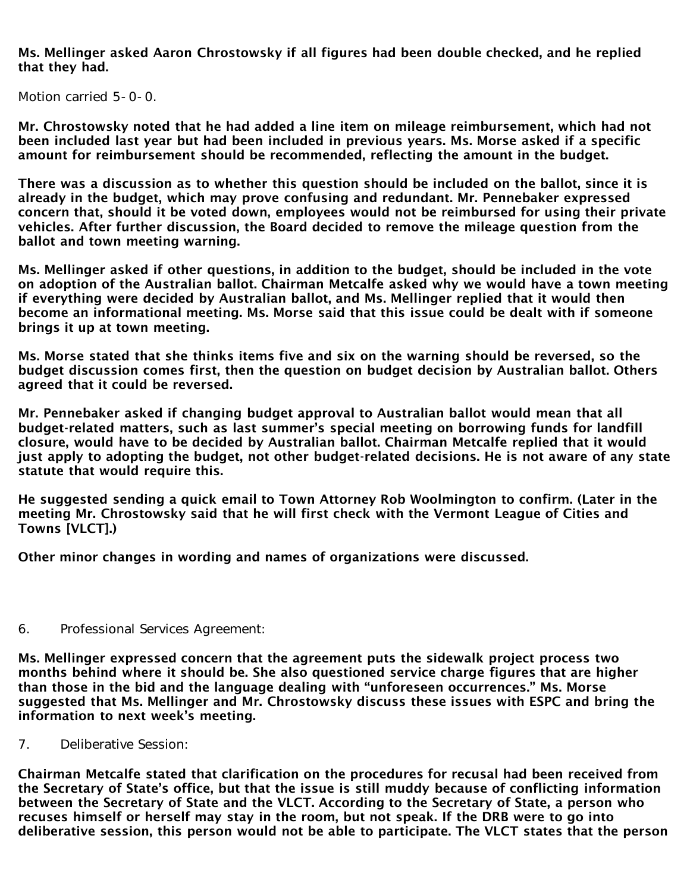**Ms. Mellinger asked Aaron Chrostowsky if all figures had been double checked, and he replied that they had.**

Motion carried 5-0-0.

**Mr. Chrostowsky noted that he had added a line item on mileage reimbursement, which had not been included last year but had been included in previous years. Ms. Morse asked if a specific amount for reimbursement should be recommended, reflecting the amount in the budget.**

**There was a discussion as to whether this question should be included on the ballot, since it is already in the budget, which may prove confusing and redundant. Mr. Pennebaker expressed concern that, should it be voted down, employees would not be reimbursed for using their private vehicles. After further discussion, the Board decided to remove the mileage question from the ballot and town meeting warning.**

**Ms. Mellinger asked if other questions, in addition to the budget, should be included in the vote on adoption of the Australian ballot. Chairman Metcalfe asked why we would have a town meeting if everything were decided by Australian ballot, and Ms. Mellinger replied that it would then become an informational meeting. Ms. Morse said that this issue could be dealt with if someone brings it up at town meeting.**

**Ms. Morse stated that she thinks items five and six on the warning should be reversed, so the budget discussion comes first, then the question on budget decision by Australian ballot. Others agreed that it could be reversed.**

**Mr. Pennebaker asked if changing budget approval to Australian ballot would mean that all budget-related matters, such as last summer's special meeting on borrowing funds for landfill closure, would have to be decided by Australian ballot. Chairman Metcalfe replied that it would just apply to adopting the budget, not other budget-related decisions. He is not aware of any state statute that would require this.**

**He suggested sending a quick email to Town Attorney Rob Woolmington to confirm. (Later in the meeting Mr. Chrostowsky said that he will first check with the Vermont League of Cities and Towns [VLCT].)**

**Other minor changes in wording and names of organizations were discussed.**

6. Professional Services Agreement:

**Ms. Mellinger expressed concern that the agreement puts the sidewalk project process two months behind where it should be. She also questioned service charge figures that are higher than those in the bid and the language dealing with "unforeseen occurrences." Ms. Morse suggested that Ms. Mellinger and Mr. Chrostowsky discuss these issues with ESPC and bring the information to next week's meeting.**

7. Deliberative Session:

**Chairman Metcalfe stated that clarification on the procedures for recusal had been received from the Secretary of State's office, but that the issue is still muddy because of conflicting information between the Secretary of State and the VLCT. According to the Secretary of State, a person who recuses himself or herself may stay in the room, but not speak. If the DRB were to go into deliberative session, this person would not be able to participate. The VLCT states that the person**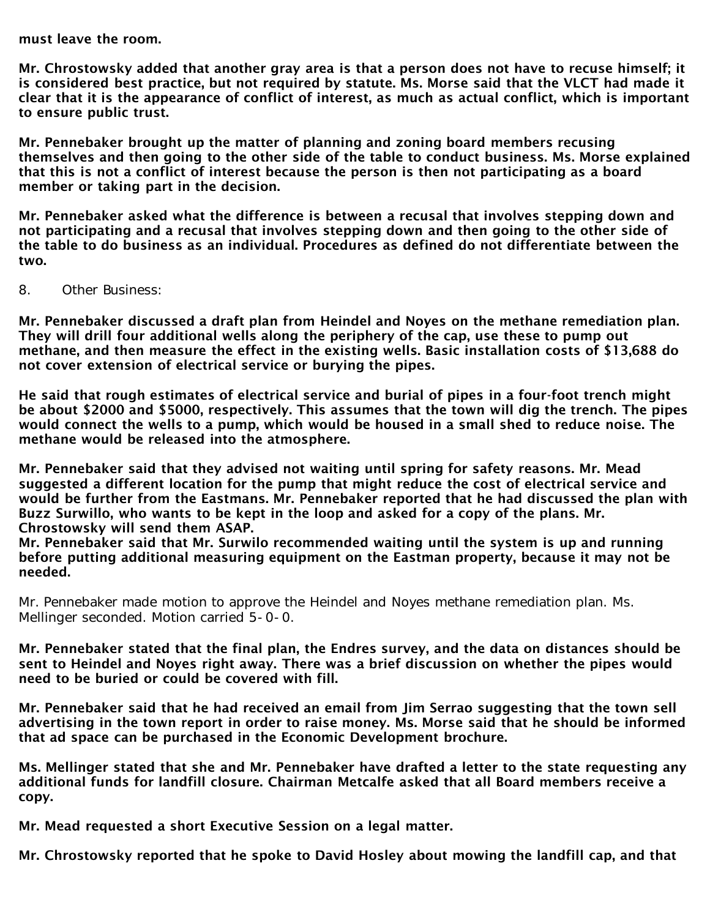**must leave the room.**

**Mr. Chrostowsky added that another gray area is that a person does not have to recuse himself; it is considered best practice, but not required by statute. Ms. Morse said that the VLCT had made it clear that it is the appearance of conflict of interest, as much as actual conflict, which is important to ensure public trust.**

**Mr. Pennebaker brought up the matter of planning and zoning board members recusing themselves and then going to the other side of the table to conduct business. Ms. Morse explained that this is not a conflict of interest because the person is then not participating as a board member or taking part in the decision.**

**Mr. Pennebaker asked what the difference is between a recusal that involves stepping down and not participating and a recusal that involves stepping down and then going to the other side of the table to do business as an individual. Procedures as defined do not differentiate between the two.**

8. Other Business:

**Mr. Pennebaker discussed a draft plan from Heindel and Noyes on the methane remediation plan. They will drill four additional wells along the periphery of the cap, use these to pump out methane, and then measure the effect in the existing wells. Basic installation costs of $13,688 do not cover extension of electrical service or burying the pipes.**

**He said that rough estimates of electrical service and burial of pipes in a four-foot trench might be about $2000 and $5000, respectively. This assumes that the town will dig the trench. The pipes would connect the wells to a pump, which would be housed in a small shed to reduce noise. The methane would be released into the atmosphere.**

**Mr. Pennebaker said that they advised not waiting until spring for safety reasons. Mr. Mead suggested a different location for the pump that might reduce the cost of electrical service and would be further from the Eastmans. Mr. Pennebaker reported that he had discussed the plan with Buzz Surwillo, who wants to be kept in the loop and asked for a copy of the plans. Mr. Chrostowsky will send them ASAP.**
**Mr. Pennebaker said that Mr. Surwilo recommended waiting until the system is up and running before putting additional measuring equipment on the Eastman property, because it may not be needed.**

Mr. Pennebaker made motion to approve the Heindel and Noyes methane remediation plan. Ms. Mellinger seconded. Motion carried 5-0-0.

**Mr. Pennebaker stated that the final plan, the Endres survey, and the data on distances should be sent to Heindel and Noyes right away. There was a brief discussion on whether the pipes would need to be buried or could be covered with fill.**

**Mr. Pennebaker said that he had received an email from Jim Serrao suggesting that the town sell advertising in the town report in order to raise money. Ms. Morse said that he should be informed that ad space can be purchased in the Economic Development brochure.**

**Ms. Mellinger stated that she and Mr. Pennebaker have drafted a letter to the state requesting any additional funds for landfill closure. Chairman Metcalfe asked that all Board members receive a copy.**

**Mr. Mead requested a short Executive Session on a legal matter.**

**Mr. Chrostowsky reported that he spoke to David Hosley about mowing the landfill cap, and that**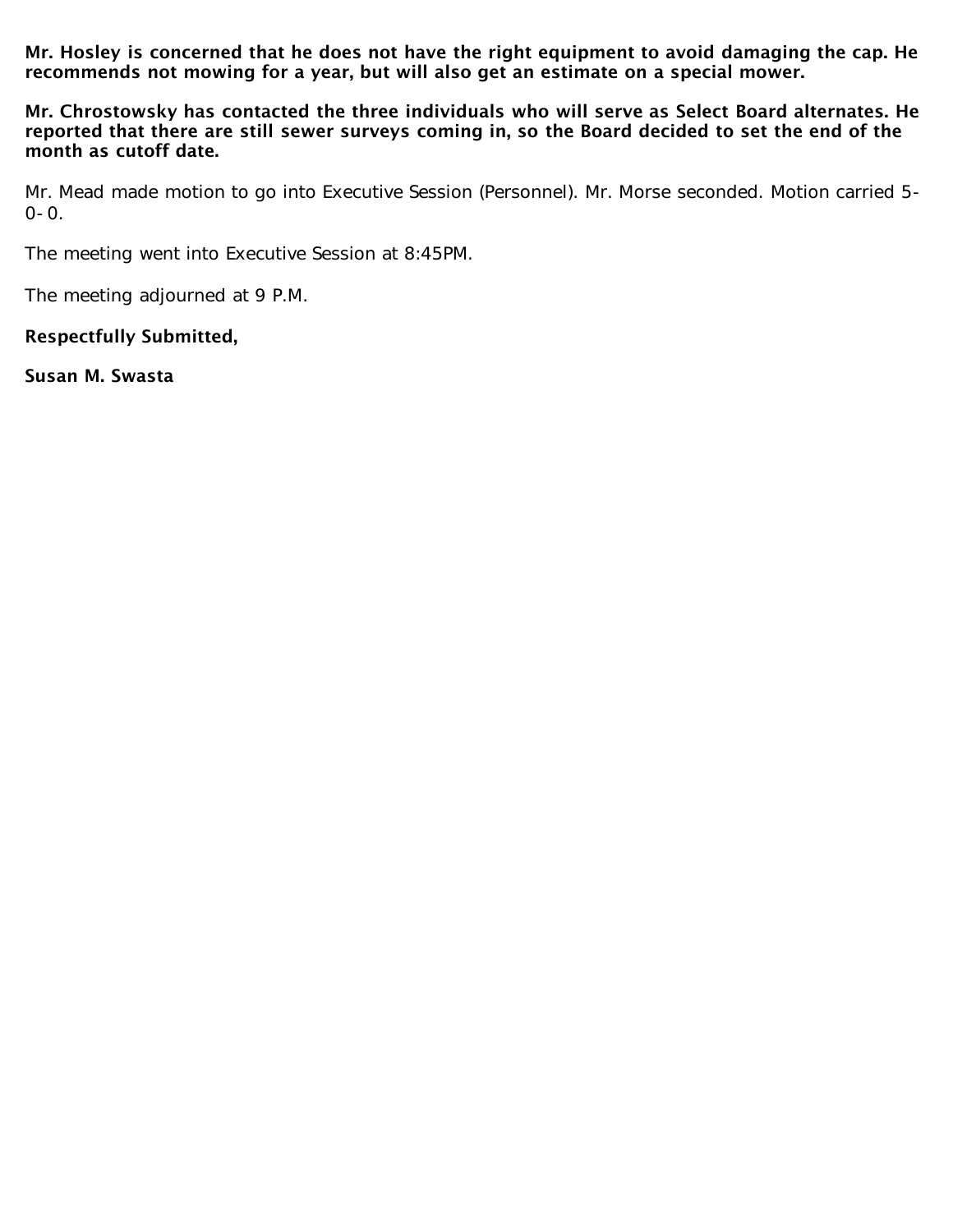**Mr. Hosley is concerned that he does not have the right equipment to avoid damaging the cap. He recommends not mowing for a year, but will also get an estimate on a special mower.**

**Mr. Chrostowsky has contacted the three individuals who will serve as Select Board alternates. He reported that there are still sewer surveys coming in, so the Board decided to set the end of the month as cutoff date.**

Mr. Mead made motion to go into Executive Session (Personnel). Mr. Morse seconded. Motion carried 5-0-0.

The meeting went into Executive Session at 8:45PM.

The meeting adjourned at 9 P.M.

**Respectfully Submitted,**

**Susan M. Swasta**